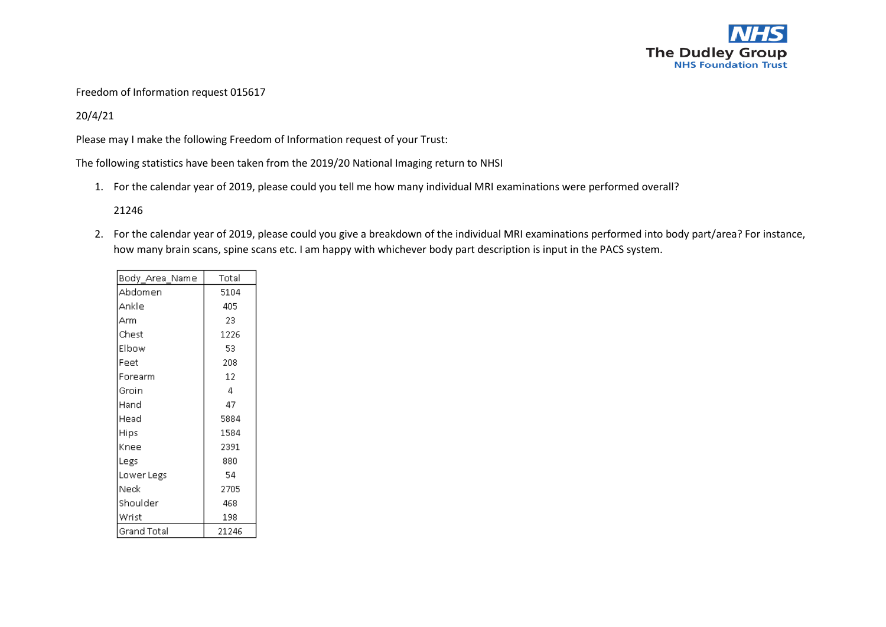Freedom of Information request 015617

20/4/21

Please may I make the following Freedom of Information request of your Trust:

The following statistics have been taken from the 2019/20 National Imaging return to NHSI

1. For the calendar year of 2019, please could you tell me how many individual MRI examinations were performed overall?

   21246

2. For the calendar year of 2019, please could you give a breakdown of the individual MRI examinations performed into body part/area? For instance, how many brain scans, spine scans etc. I am happy with whichever body part description is input in the PACS system.

| Body_Area_Name | Total |
|---|---|
| Abdomen | 5104 |
| Ankle | 405 |
| Arm | 23 |
| Chest | 1226 |
| Elbow | 53 |
| Feet | 208 |
| Forearm | 12 |
| Groin | 4 |
| Hand | 47 |
| Head | 5884 |
| Hips | 1584 |
| Knee | 2391 |
| Legs | 880 |
| Lower Legs | 54 |
| Neck | 2705 |
| Shoulder | 468 |
| Wrist | 198 |
| Grand Total | 21246 |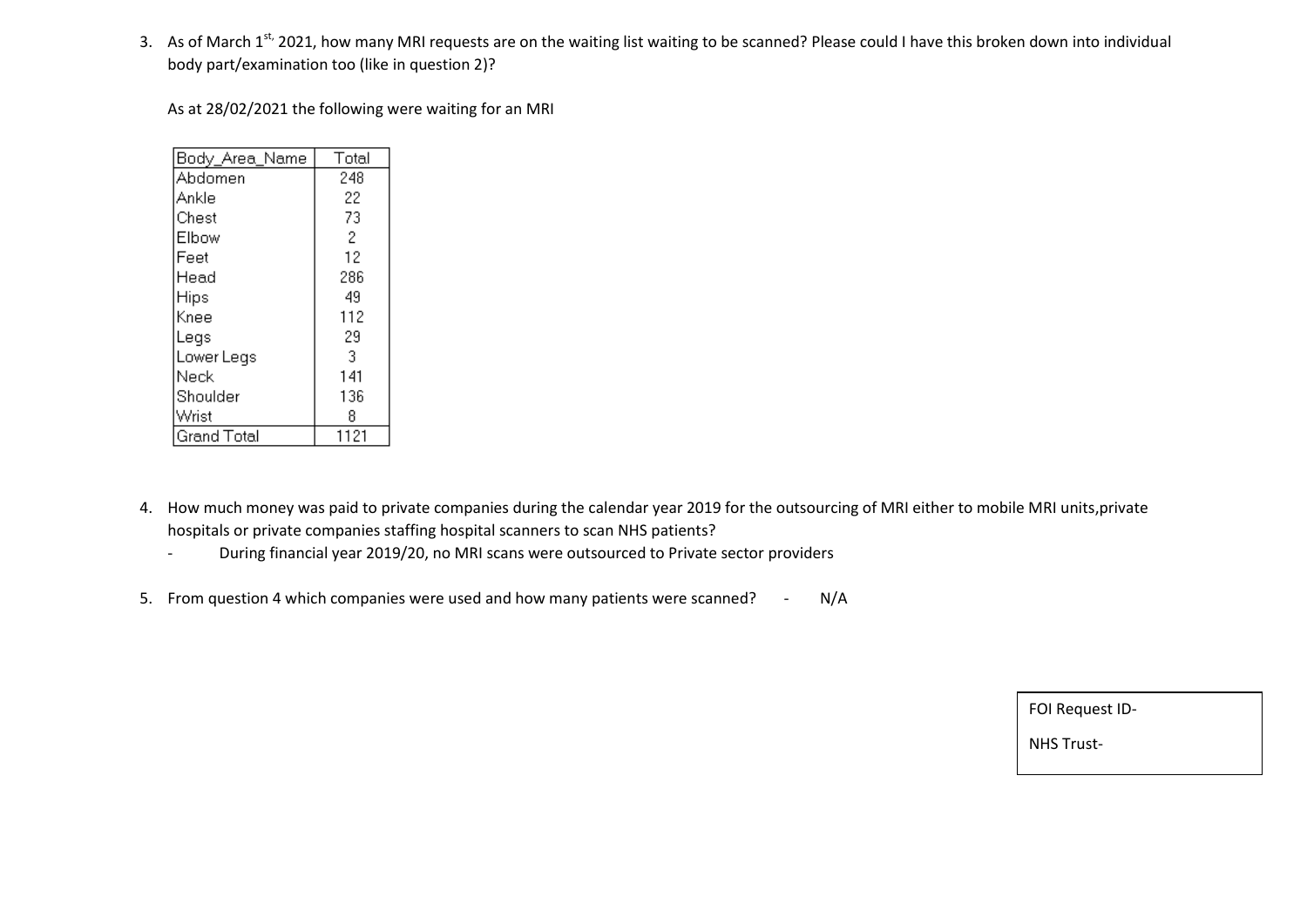3. As of March 1st, 2021, how many MRI requests are on the waiting list waiting to be scanned? Please could I have this broken down into individual body part/examination too (like in question 2)?

   As at 28/02/2021 the following were waiting for an MRI

| Body_Area_Name | Total |
|---|---|
| Abdomen | 248 |
| Ankle | 22 |
| Chest | 73 |
| Elbow | 2 |
| Feet | 12 |
| Head | 286 |
| Hips | 49 |
| Knee | 112 |
| Legs | 29 |
| Lower Legs | 3 |
| Neck | 141 |
| Shoulder | 136 |
| Wrist | 8 |
| Grand Total | 1121 |

4. How much money was paid to private companies during the calendar year 2019 for the outsourcing of MRI either to mobile MRI units,private hospitals or private companies staffing hospital scanners to scan NHS patients?
   - During financial year 2019/20, no MRI scans were outsourced to Private sector providers

5. From question 4 which companies were used and how many patients were scanned? - N/A

FOI Request ID-

NHS Trust-